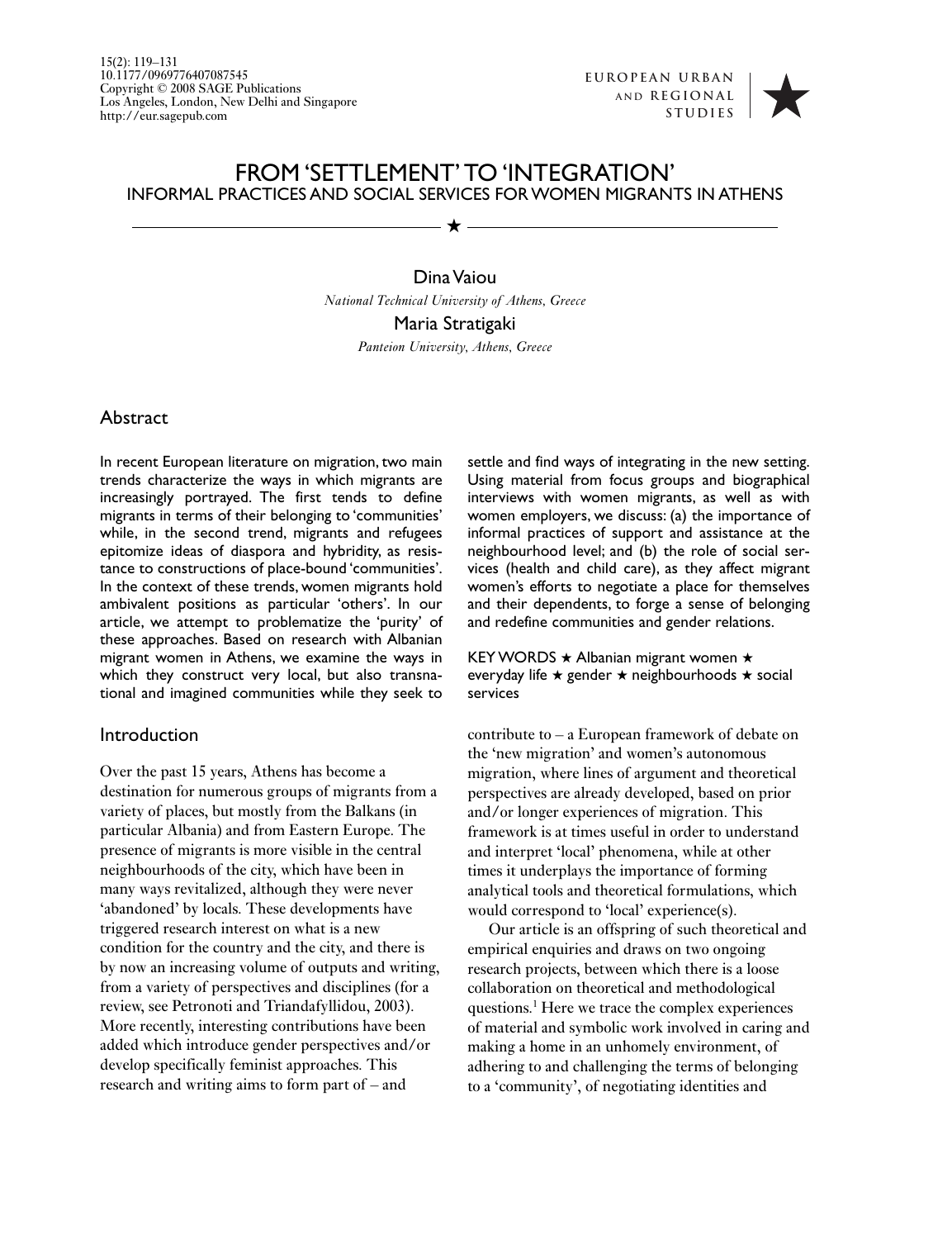# FROM 'SETTLEMENT' TO 'INTEGRATION'

## INFORMAL PRACTICES AND SOCIAL SERVICES FOR WOMEN MIGRANTS IN ATHENS

Dina Vaiou

*National Technical University of Athens, Greece*

Maria Stratigaki

*Panteion University, Athens, Greece*

## Abstract

In recent European literature on migration, two main trends characterize the ways in which migrants are increasingly portrayed. The first tends to define migrants in terms of their belonging to 'communities' while, in the second trend, migrants and refugees epitomize ideas of diaspora and hybridity, as resistance to constructions of place-bound 'communities'. In the context of these trends, women migrants hold ambivalent positions as particular 'others'. In our article, we attempt to problematize the 'purity' of these approaches. Based on research with Albanian migrant women in Athens, we examine the ways in which they construct very local, but also transnational and imagined communities while they seek to settle and find ways of integrating in the new setting. Using material from focus groups and biographical interviews with women migrants, as well as with women employers, we discuss: (a) the importance of informal practices of support and assistance at the neighbourhood level; and (b) the role of social services (health and child care), as they affect migrant women's efforts to negotiate a place for themselves and their dependents, to forge a sense of belonging and redefine communities and gender relations.

KEY WORDS ★ Albanian migrant women ★ everyday life ★ gender ★ neighbourhoods ★ social services

## Introduction

Over the past 15 years, Athens has become a destination for numerous groups of migrants from a variety of places, but mostly from the Balkans (in particular Albania) and from Eastern Europe. The presence of migrants is more visible in the central neighbourhoods of the city, which have been in many ways revitalized, although they were never 'abandoned' by locals. These developments have triggered research interest on what is a new condition for the country and the city, and there is by now an increasing volume of outputs and writing, from a variety of perspectives and disciplines (for a review, see Petronoti and Triandafyllidou, 2003). More recently, interesting contributions have been added which introduce gender perspectives and/or develop specifically feminist approaches. This research and writing aims to form part of – and contribute to – a European framework of debate on the 'new migration' and women's autonomous migration, where lines of argument and theoretical perspectives are already developed, based on prior and/or longer experiences of migration. This framework is at times useful in order to understand and interpret 'local' phenomena, while at other times it underplays the importance of forming analytical tools and theoretical formulations, which would correspond to 'local' experience(s).

Our article is an offspring of such theoretical and empirical enquiries and draws on two ongoing research projects, between which there is a loose collaboration on theoretical and methodological questions.[1] Here we trace the complex experiences of material and symbolic work involved in caring and making a home in an unhomely environment, of adhering to and challenging the terms of belonging to a 'community', of negotiating identities and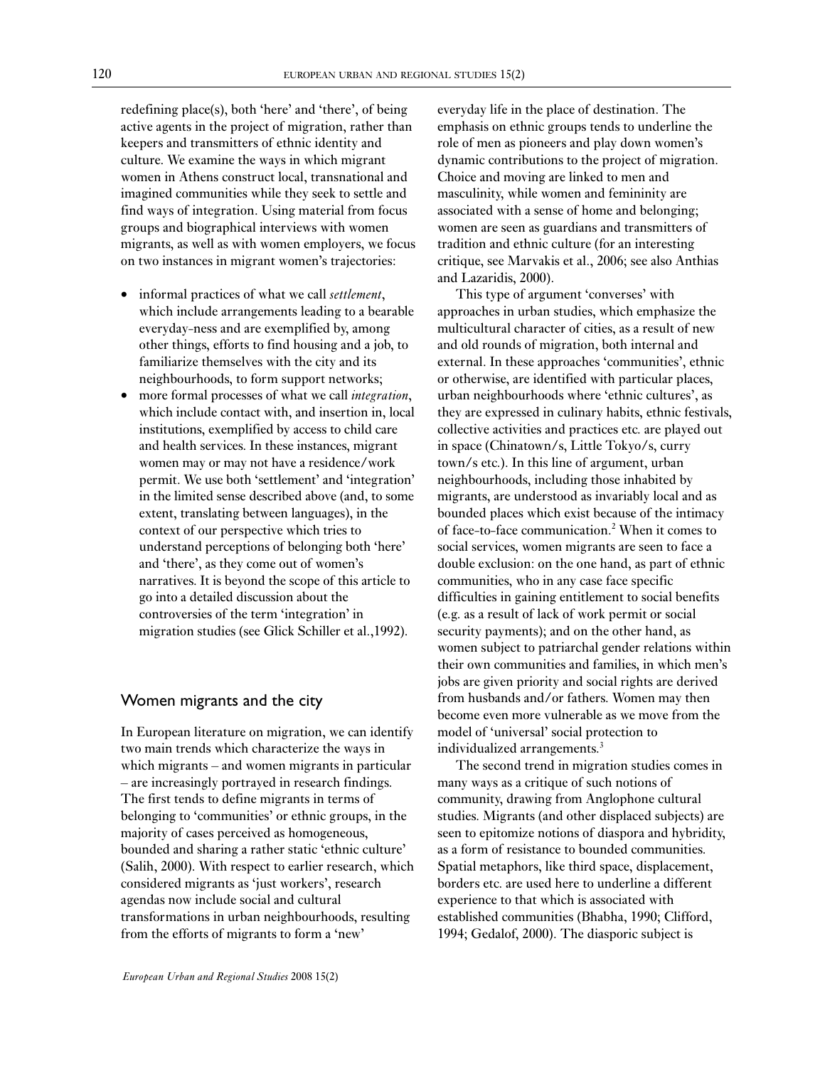redefining place(s), both 'here' and 'there', of being active agents in the project of migration, rather than keepers and transmitters of ethnic identity and culture. We examine the ways in which migrant women in Athens construct local, transnational and imagined communities while they seek to settle and find ways of integration. Using material from focus groups and biographical interviews with women migrants, as well as with women employers, we focus on two instances in migrant women's trajectories:

- informal practices of what we call *settlement*, which include arrangements leading to a bearable everyday-ness and are exemplified by, among other things, efforts to find housing and a job, to familiarize themselves with the city and its neighbourhoods, to form support networks;
- more formal processes of what we call *integration*, which include contact with, and insertion in, local institutions, exemplified by access to child care and health services. In these instances, migrant women may or may not have a residence/work permit. We use both 'settlement' and 'integration' in the limited sense described above (and, to some extent, translating between languages), in the context of our perspective which tries to understand perceptions of belonging both 'here' and 'there', as they come out of women's narratives. It is beyond the scope of this article to go into a detailed discussion about the controversies of the term 'integration' in migration studies (see Glick Schiller et al.,1992).

## Women migrants and the city

In European literature on migration, we can identify two main trends which characterize the ways in which migrants – and women migrants in particular – are increasingly portrayed in research findings. The first tends to define migrants in terms of belonging to 'communities' or ethnic groups, in the majority of cases perceived as homogeneous, bounded and sharing a rather static 'ethnic culture' (Salih, 2000). With respect to earlier research, which considered migrants as 'just workers', research agendas now include social and cultural transformations in urban neighbourhoods, resulting from the efforts of migrants to form a 'new' everyday life in the place of destination. The emphasis on ethnic groups tends to underline the role of men as pioneers and play down women's dynamic contributions to the project of migration. Choice and moving are linked to men and masculinity, while women and femininity are associated with a sense of home and belonging; women are seen as guardians and transmitters of tradition and ethnic culture (for an interesting critique, see Marvakis et al., 2006; see also Anthias and Lazaridis, 2000).

This type of argument 'converses' with approaches in urban studies, which emphasize the multicultural character of cities, as a result of new and old rounds of migration, both internal and external. In these approaches 'communities', ethnic or otherwise, are identified with particular places, urban neighbourhoods where 'ethnic cultures', as they are expressed in culinary habits, ethnic festivals, collective activities and practices etc. are played out in space (Chinatown/s, Little Tokyo/s, curry town/s etc.). In this line of argument, urban neighbourhoods, including those inhabited by migrants, are understood as invariably local and as bounded places which exist because of the intimacy of face-to-face communication.[2] When it comes to social services, women migrants are seen to face a double exclusion: on the one hand, as part of ethnic communities, who in any case face specific difficulties in gaining entitlement to social benefits (e.g. as a result of lack of work permit or social security payments); and on the other hand, as women subject to patriarchal gender relations within their own communities and families, in which men's jobs are given priority and social rights are derived from husbands and/or fathers. Women may then become even more vulnerable as we move from the model of 'universal' social protection to individualized arrangements.[3]

The second trend in migration studies comes in many ways as a critique of such notions of community, drawing from Anglophone cultural studies. Migrants (and other displaced subjects) are seen to epitomize notions of diaspora and hybridity, as a form of resistance to bounded communities. Spatial metaphors, like third space, displacement, borders etc. are used here to underline a different experience to that which is associated with established communities (Bhabha, 1990; Clifford, 1994; Gedalof, 2000). The diasporic subject is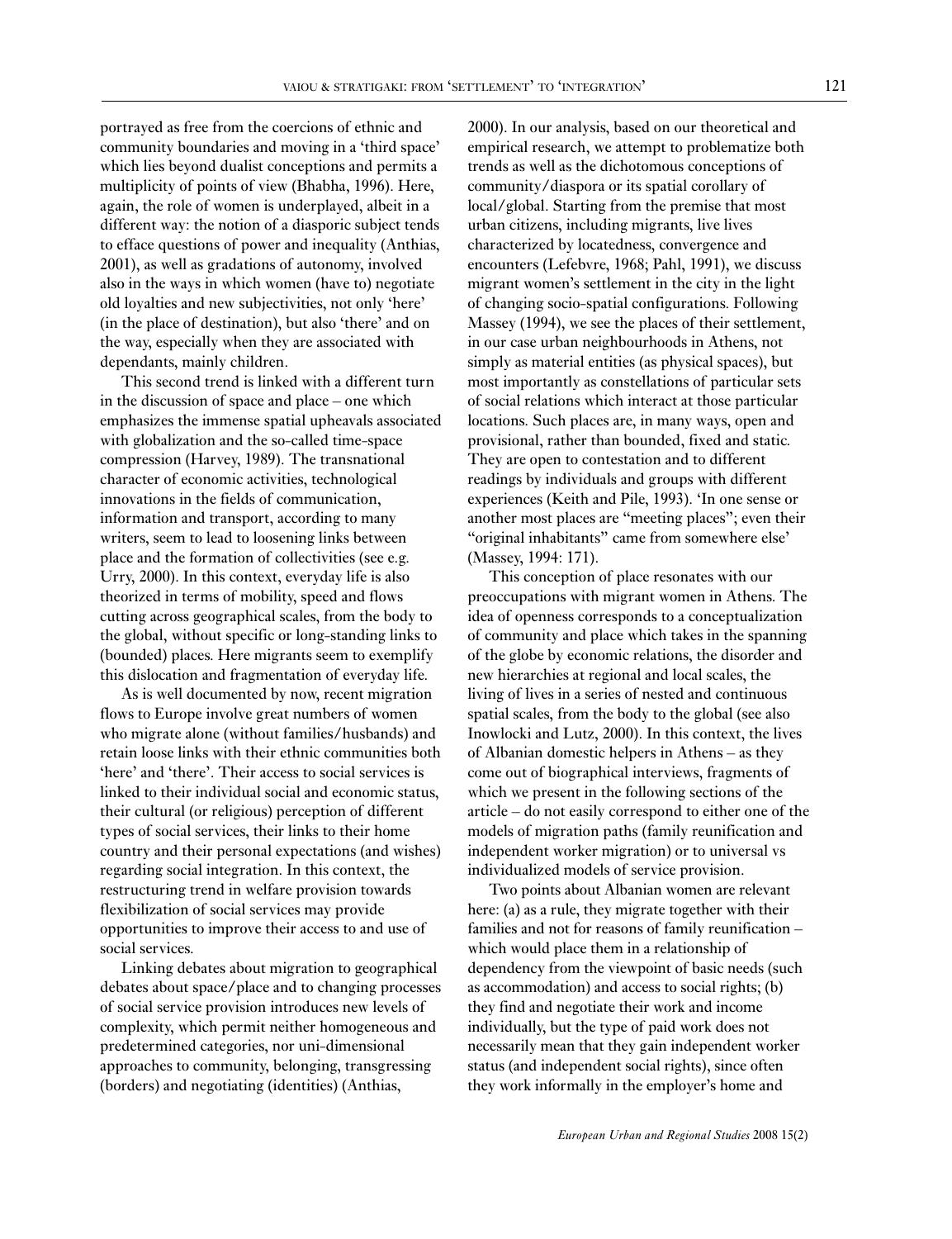portrayed as free from the coercions of ethnic and community boundaries and moving in a 'third space' which lies beyond dualist conceptions and permits a multiplicity of points of view (Bhabha, 1996). Here, again, the role of women is underplayed, albeit in a different way: the notion of a diasporic subject tends to efface questions of power and inequality (Anthias, 2001), as well as gradations of autonomy, involved also in the ways in which women (have to) negotiate old loyalties and new subjectivities, not only 'here' (in the place of destination), but also 'there' and on the way, especially when they are associated with dependants, mainly children.

This second trend is linked with a different turn in the discussion of space and place – one which emphasizes the immense spatial upheavals associated with globalization and the so-called time-space compression (Harvey, 1989). The transnational character of economic activities, technological innovations in the fields of communication, information and transport, according to many writers, seem to lead to loosening links between place and the formation of collectivities (see e.g. Urry, 2000). In this context, everyday life is also theorized in terms of mobility, speed and flows cutting across geographical scales, from the body to the global, without specific or long-standing links to (bounded) places. Here migrants seem to exemplify this dislocation and fragmentation of everyday life.

As is well documented by now, recent migration flows to Europe involve great numbers of women who migrate alone (without families/husbands) and retain loose links with their ethnic communities both 'here' and 'there'. Their access to social services is linked to their individual social and economic status, their cultural (or religious) perception of different types of social services, their links to their home country and their personal expectations (and wishes) regarding social integration. In this context, the restructuring trend in welfare provision towards flexibilization of social services may provide opportunities to improve their access to and use of social services.

Linking debates about migration to geographical debates about space/place and to changing processes of social service provision introduces new levels of complexity, which permit neither homogeneous and predetermined categories, nor uni-dimensional approaches to community, belonging, transgressing (borders) and negotiating (identities) (Anthias, 2000). In our analysis, based on our theoretical and empirical research, we attempt to problematize both trends as well as the dichotomous conceptions of community/diaspora or its spatial corollary of local/global. Starting from the premise that most urban citizens, including migrants, live lives characterized by locatedness, convergence and encounters (Lefebvre, 1968; Pahl, 1991), we discuss migrant women's settlement in the city in the light of changing socio-spatial configurations. Following Massey (1994), we see the places of their settlement, in our case urban neighbourhoods in Athens, not simply as material entities (as physical spaces), but most importantly as constellations of particular sets of social relations which interact at those particular locations. Such places are, in many ways, open and provisional, rather than bounded, fixed and static. They are open to contestation and to different readings by individuals and groups with different experiences (Keith and Pile, 1993). 'In one sense or another most places are "meeting places"; even their "original inhabitants" came from somewhere else' (Massey, 1994: 171).

This conception of place resonates with our preoccupations with migrant women in Athens. The idea of openness corresponds to a conceptualization of community and place which takes in the spanning of the globe by economic relations, the disorder and new hierarchies at regional and local scales, the living of lives in a series of nested and continuous spatial scales, from the body to the global (see also Inowlocki and Lutz, 2000). In this context, the lives of Albanian domestic helpers in Athens – as they come out of biographical interviews, fragments of which we present in the following sections of the article – do not easily correspond to either one of the models of migration paths (family reunification and independent worker migration) or to universal vs individualized models of service provision.

Two points about Albanian women are relevant here: (a) as a rule, they migrate together with their families and not for reasons of family reunification – which would place them in a relationship of dependency from the viewpoint of basic needs (such as accommodation) and access to social rights; (b) they find and negotiate their work and income individually, but the type of paid work does not necessarily mean that they gain independent worker status (and independent social rights), since often they work informally in the employer's home and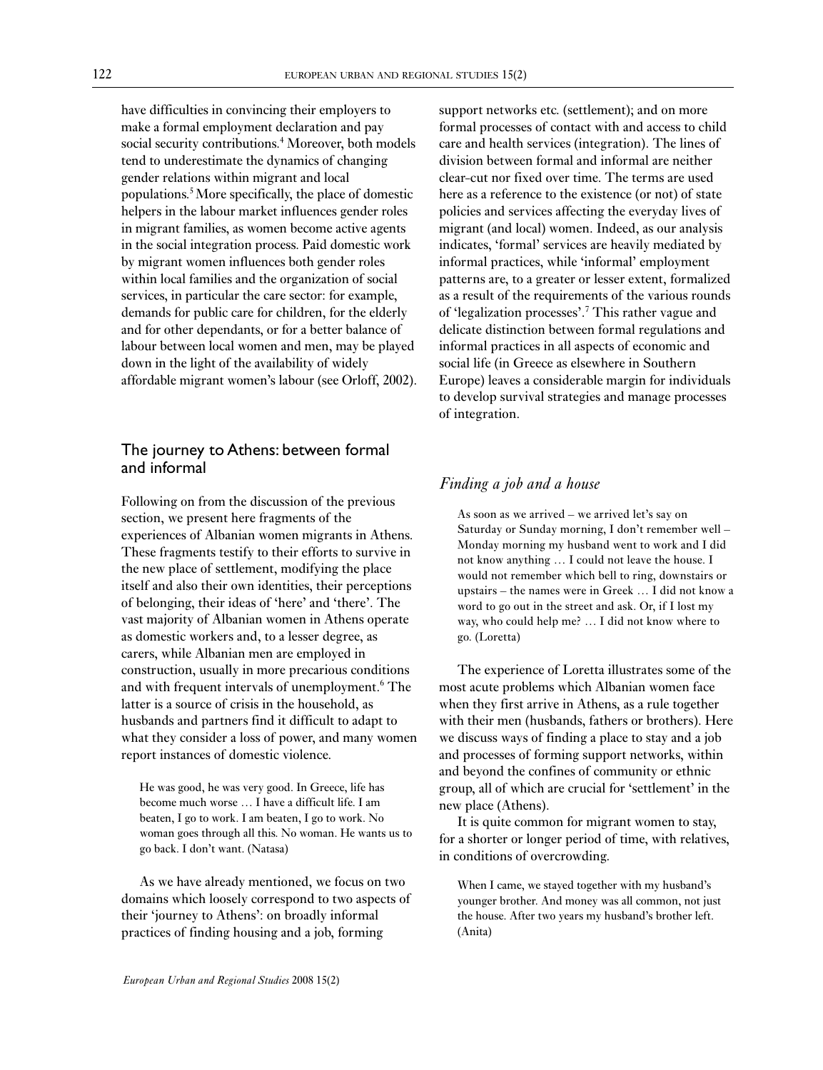have difficulties in convincing their employers to make a formal employment declaration and pay social security contributions.[4] Moreover, both models tend to underestimate the dynamics of changing gender relations within migrant and local populations.[5] More specifically, the place of domestic helpers in the labour market influences gender roles in migrant families, as women become active agents in the social integration process. Paid domestic work by migrant women influences both gender roles within local families and the organization of social services, in particular the care sector: for example, demands for public care for children, for the elderly and for other dependants, or for a better balance of labour between local women and men, may be played down in the light of the availability of widely affordable migrant women's labour (see Orloff, 2002).

## The journey to Athens: between formal and informal

Following on from the discussion of the previous section, we present here fragments of the experiences of Albanian women migrants in Athens. These fragments testify to their efforts to survive in the new place of settlement, modifying the place itself and also their own identities, their perceptions of belonging, their ideas of 'here' and 'there'. The vast majority of Albanian women in Athens operate as domestic workers and, to a lesser degree, as carers, while Albanian men are employed in construction, usually in more precarious conditions and with frequent intervals of unemployment.[6] The latter is a source of crisis in the household, as husbands and partners find it difficult to adapt to what they consider a loss of power, and many women report instances of domestic violence.

> He was good, he was very good. In Greece, life has become much worse … I have a difficult life. I am beaten, I go to work. I am beaten, I go to work. No woman goes through all this. No woman. He wants us to go back. I don't want. (Natasa)

As we have already mentioned, we focus on two domains which loosely correspond to two aspects of their 'journey to Athens': on broadly informal practices of finding housing and a job, forming support networks etc. (settlement); and on more formal processes of contact with and access to child care and health services (integration). The lines of division between formal and informal are neither clear-cut nor fixed over time. The terms are used here as a reference to the existence (or not) of state policies and services affecting the everyday lives of migrant (and local) women. Indeed, as our analysis indicates, 'formal' services are heavily mediated by informal practices, while 'informal' employment patterns are, to a greater or lesser extent, formalized as a result of the requirements of the various rounds of 'legalization processes'.[7] This rather vague and delicate distinction between formal regulations and informal practices in all aspects of economic and social life (in Greece as elsewhere in Southern Europe) leaves a considerable margin for individuals to develop survival strategies and manage processes of integration.

### *Finding a job and a house*

> As soon as we arrived – we arrived let's say on Saturday or Sunday morning, I don't remember well – Monday morning my husband went to work and I did not know anything … I could not leave the house. I would not remember which bell to ring, downstairs or upstairs – the names were in Greek … I did not know a word to go out in the street and ask. Or, if I lost my way, who could help me? … I did not know where to go. (Loretta)

The experience of Loretta illustrates some of the most acute problems which Albanian women face when they first arrive in Athens, as a rule together with their men (husbands, fathers or brothers). Here we discuss ways of finding a place to stay and a job and processes of forming support networks, within and beyond the confines of community or ethnic group, all of which are crucial for 'settlement' in the new place (Athens).

It is quite common for migrant women to stay, for a shorter or longer period of time, with relatives, in conditions of overcrowding.

> When I came, we stayed together with my husband's younger brother. And money was all common, not just the house. After two years my husband's brother left. (Anita)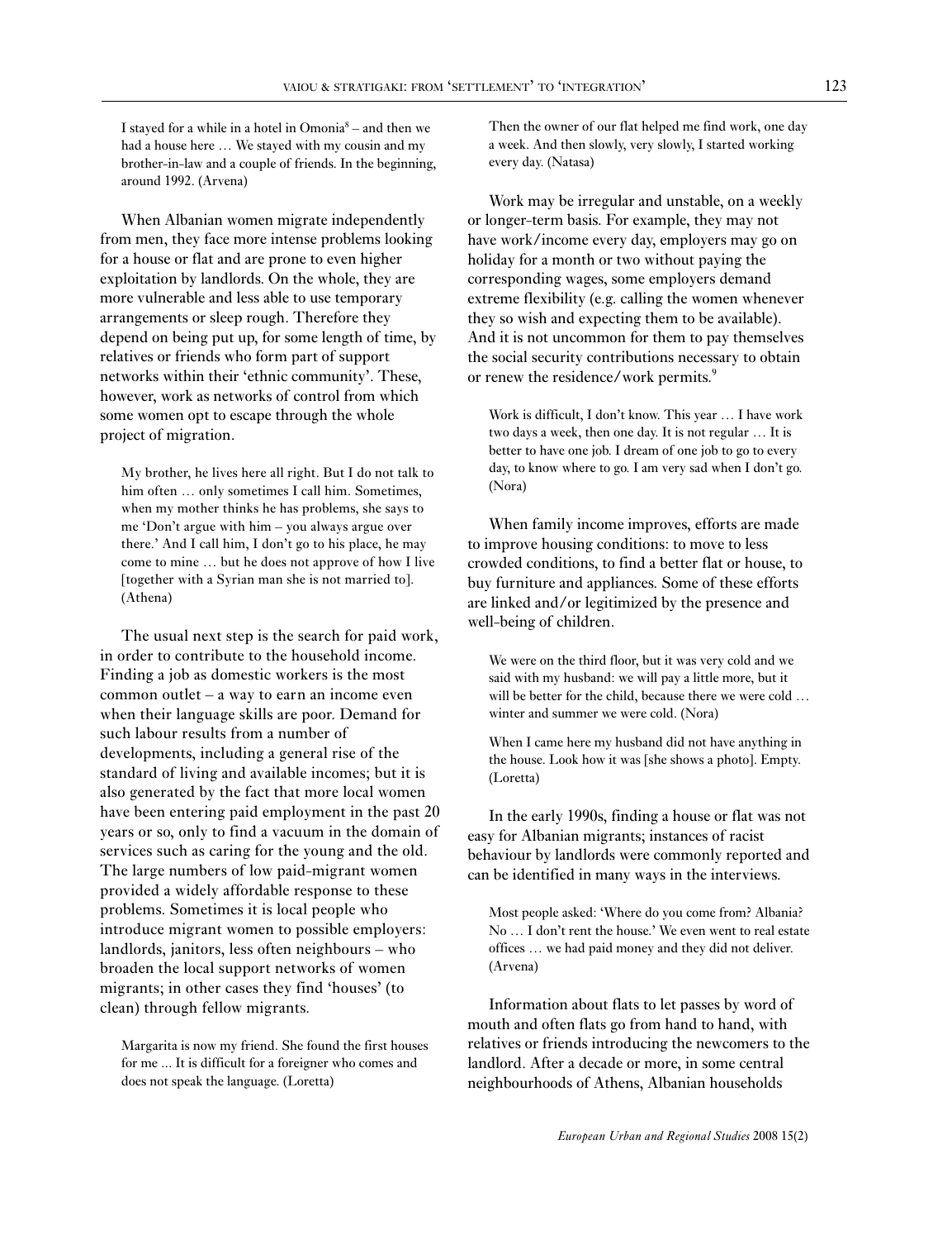> I stayed for a while in a hotel in Omonia[8] – and then we had a house here … We stayed with my cousin and my brother-in-law and a couple of friends. In the beginning, around 1992. (Arvena)

When Albanian women migrate independently from men, they face more intense problems looking for a house or flat and are prone to even higher exploitation by landlords. On the whole, they are more vulnerable and less able to use temporary arrangements or sleep rough. Therefore they depend on being put up, for some length of time, by relatives or friends who form part of support networks within their 'ethnic community'. These, however, work as networks of control from which some women opt to escape through the whole project of migration.

> My brother, he lives here all right. But I do not talk to him often … only sometimes I call him. Sometimes, when my mother thinks he has problems, she says to me 'Don't argue with him – you always argue over there.' And I call him, I don't go to his place, he may come to mine … but he does not approve of how I live [together with a Syrian man she is not married to]. (Athena)

The usual next step is the search for paid work, in order to contribute to the household income. Finding a job as domestic workers is the most common outlet – a way to earn an income even when their language skills are poor. Demand for such labour results from a number of developments, including a general rise of the standard of living and available incomes; but it is also generated by the fact that more local women have been entering paid employment in the past 20 years or so, only to find a vacuum in the domain of services such as caring for the young and the old. The large numbers of low paid-migrant women provided a widely affordable response to these problems. Sometimes it is local people who introduce migrant women to possible employers: landlords, janitors, less often neighbours – who broaden the local support networks of women migrants; in other cases they find 'houses' (to clean) through fellow migrants.

> Margarita is now my friend. She found the first houses for me ... It is difficult for a foreigner who comes and does not speak the language. (Loretta)

> Then the owner of our flat helped me find work, one day a week. And then slowly, very slowly, I started working every day. (Natasa)

Work may be irregular and unstable, on a weekly or longer-term basis. For example, they may not have work/income every day, employers may go on holiday for a month or two without paying the corresponding wages, some employers demand extreme flexibility (e.g. calling the women whenever they so wish and expecting them to be available). And it is not uncommon for them to pay themselves the social security contributions necessary to obtain or renew the residence/work permits.[9]

> Work is difficult, I don't know. This year … I have work two days a week, then one day. It is not regular … It is better to have one job. I dream of one job to go to every day, to know where to go. I am very sad when I don't go. (Nora)

When family income improves, efforts are made to improve housing conditions: to move to less crowded conditions, to find a better flat or house, to buy furniture and appliances. Some of these efforts are linked and/or legitimized by the presence and well-being of children.

> We were on the third floor, but it was very cold and we said with my husband: we will pay a little more, but it will be better for the child, because there we were cold … winter and summer we were cold. (Nora)

> When I came here my husband did not have anything in the house. Look how it was [she shows a photo]. Empty. (Loretta)

In the early 1990s, finding a house or flat was not easy for Albanian migrants; instances of racist behaviour by landlords were commonly reported and can be identified in many ways in the interviews.

> Most people asked: 'Where do you come from? Albania? No … I don't rent the house.' We even went to real estate offices … we had paid money and they did not deliver. (Arvena)

Information about flats to let passes by word of mouth and often flats go from hand to hand, with relatives or friends introducing the newcomers to the landlord. After a decade or more, in some central neighbourhoods of Athens, Albanian households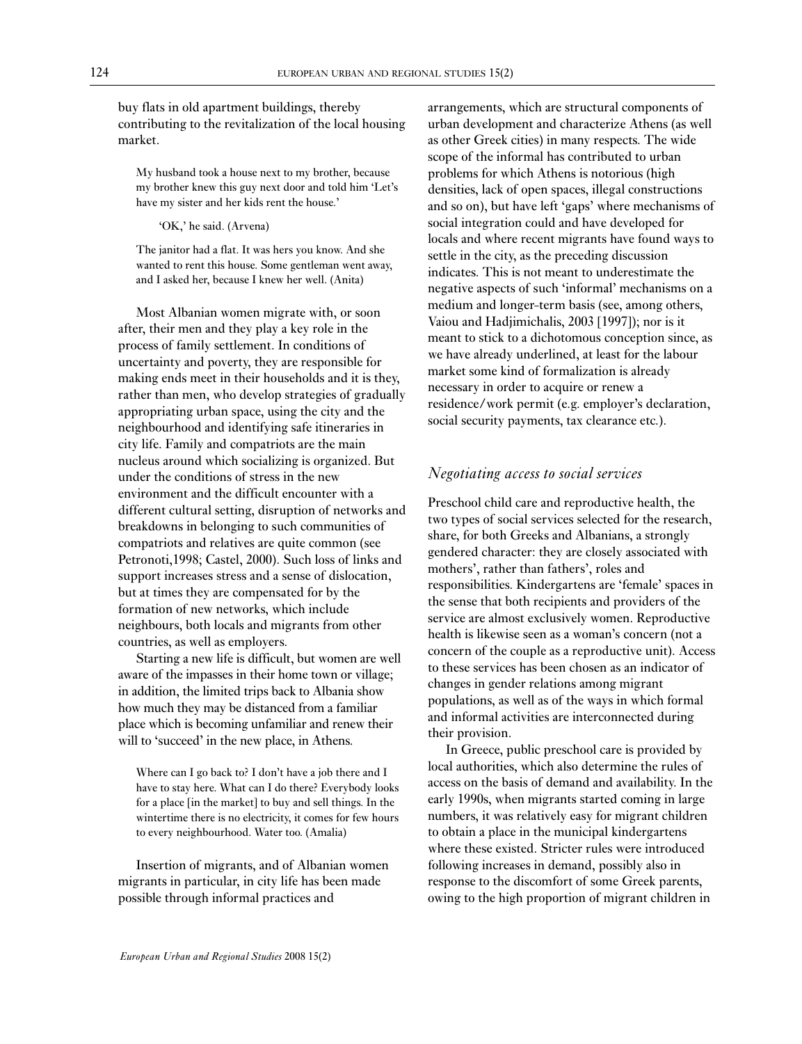buy flats in old apartment buildings, thereby contributing to the revitalization of the local housing market.

> My husband took a house next to my brother, because my brother knew this guy next door and told him 'Let's have my sister and her kids rent the house.'
>
> 'OK,' he said. (Arvena)

> The janitor had a flat. It was hers you know. And she wanted to rent this house. Some gentleman went away, and I asked her, because I knew her well. (Anita)

Most Albanian women migrate with, or soon after, their men and they play a key role in the process of family settlement. In conditions of uncertainty and poverty, they are responsible for making ends meet in their households and it is they, rather than men, who develop strategies of gradually appropriating urban space, using the city and the neighbourhood and identifying safe itineraries in city life. Family and compatriots are the main nucleus around which socializing is organized. But under the conditions of stress in the new environment and the difficult encounter with a different cultural setting, disruption of networks and breakdowns in belonging to such communities of compatriots and relatives are quite common (see Petronoti,1998; Castel, 2000). Such loss of links and support increases stress and a sense of dislocation, but at times they are compensated for by the formation of new networks, which include neighbours, both locals and migrants from other countries, as well as employers.

Starting a new life is difficult, but women are well aware of the impasses in their home town or village; in addition, the limited trips back to Albania show how much they may be distanced from a familiar place which is becoming unfamiliar and renew their will to 'succeed' in the new place, in Athens.

> Where can I go back to? I don't have a job there and I have to stay here. What can I do there? Everybody looks for a place [in the market] to buy and sell things. In the wintertime there is no electricity, it comes for few hours to every neighbourhood. Water too. (Amalia)

Insertion of migrants, and of Albanian women migrants in particular, in city life has been made possible through informal practices and arrangements, which are structural components of urban development and characterize Athens (as well as other Greek cities) in many respects. The wide scope of the informal has contributed to urban problems for which Athens is notorious (high densities, lack of open spaces, illegal constructions and so on), but have left 'gaps' where mechanisms of social integration could and have developed for locals and where recent migrants have found ways to settle in the city, as the preceding discussion indicates. This is not meant to underestimate the negative aspects of such 'informal' mechanisms on a medium and longer-term basis (see, among others, Vaiou and Hadjimichalis, 2003 [1997]); nor is it meant to stick to a dichotomous conception since, as we have already underlined, at least for the labour market some kind of formalization is already necessary in order to acquire or renew a residence/work permit (e.g. employer's declaration, social security payments, tax clearance etc.).

## *Negotiating access to social services*

Preschool child care and reproductive health, the two types of social services selected for the research, share, for both Greeks and Albanians, a strongly gendered character: they are closely associated with mothers', rather than fathers', roles and responsibilities. Kindergartens are 'female' spaces in the sense that both recipients and providers of the service are almost exclusively women. Reproductive health is likewise seen as a woman's concern (not a concern of the couple as a reproductive unit). Access to these services has been chosen as an indicator of changes in gender relations among migrant populations, as well as of the ways in which formal and informal activities are interconnected during their provision.

In Greece, public preschool care is provided by local authorities, which also determine the rules of access on the basis of demand and availability. In the early 1990s, when migrants started coming in large numbers, it was relatively easy for migrant children to obtain a place in the municipal kindergartens where these existed. Stricter rules were introduced following increases in demand, possibly also in response to the discomfort of some Greek parents, owing to the high proportion of migrant children in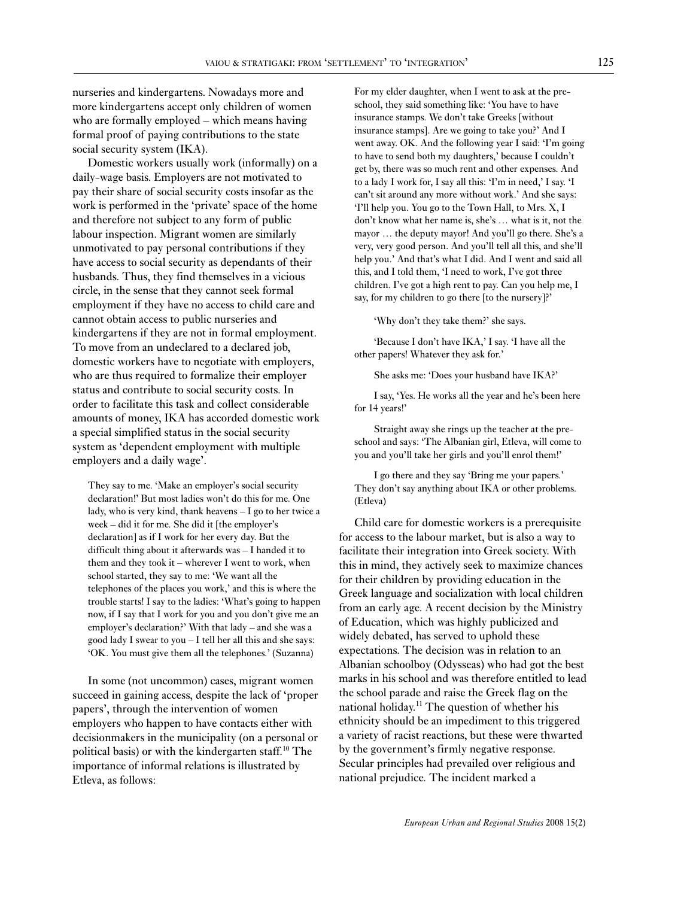nurseries and kindergartens. Nowadays more and more kindergartens accept only children of women who are formally employed – which means having formal proof of paying contributions to the state social security system (IKA).

Domestic workers usually work (informally) on a daily-wage basis. Employers are not motivated to pay their share of social security costs insofar as the work is performed in the 'private' space of the home and therefore not subject to any form of public labour inspection. Migrant women are similarly unmotivated to pay personal contributions if they have access to social security as dependants of their husbands. Thus, they find themselves in a vicious circle, in the sense that they cannot seek formal employment if they have no access to child care and cannot obtain access to public nurseries and kindergartens if they are not in formal employment. To move from an undeclared to a declared job, domestic workers have to negotiate with employers, who are thus required to formalize their employer status and contribute to social security costs. In order to facilitate this task and collect considerable amounts of money, IKA has accorded domestic work a special simplified status in the social security system as 'dependent employment with multiple employers and a daily wage'.

> They say to me. 'Make an employer's social security declaration!' But most ladies won't do this for me. One lady, who is very kind, thank heavens – I go to her twice a week – did it for me. She did it [the employer's declaration] as if I work for her every day. But the difficult thing about it afterwards was – I handed it to them and they took it – wherever I went to work, when school started, they say to me: 'We want all the telephones of the places you work,' and this is where the trouble starts! I say to the ladies: 'What's going to happen now, if I say that I work for you and you don't give me an employer's declaration?' With that lady – and she was a good lady I swear to you – I tell her all this and she says: 'OK. You must give them all the telephones.' (Suzanna)

In some (not uncommon) cases, migrant women succeed in gaining access, despite the lack of 'proper papers', through the intervention of women employers who happen to have contacts either with decisionmakers in the municipality (on a personal or political basis) or with the kindergarten staff.[10] The importance of informal relations is illustrated by Etleva, as follows:

> For my elder daughter, when I went to ask at the pre-school, they said something like: 'You have to have insurance stamps. We don't take Greeks [without insurance stamps]. Are we going to take you?' And I went away. OK. And the following year I said: 'I'm going to have to send both my daughters,' because I couldn't get by, there was so much rent and other expenses. And to a lady I work for, I say all this: 'I'm in need,' I say. 'I can't sit around any more without work.' And she says: 'I'll help you. You go to the Town Hall, to Mrs. X, I don't know what her name is, she's … what is it, not the mayor … the deputy mayor! And you'll go there. She's a very, very good person. And you'll tell all this, and she'll help you.' And that's what I did. And I went and said all this, and I told them, 'I need to work, I've got three children. I've got a high rent to pay. Can you help me, I say, for my children to go there [to the nursery]?'
>
> 'Why don't they take them?' she says.
>
> 'Because I don't have IKA,' I say. 'I have all the other papers! Whatever they ask for.'
>
> She asks me: 'Does your husband have IKA?'
>
> I say, 'Yes. He works all the year and he's been here for 14 years!'
>
> Straight away she rings up the teacher at the pre-school and says: 'The Albanian girl, Etleva, will come to you and you'll take her girls and you'll enrol them!'
>
> I go there and they say 'Bring me your papers.' They don't say anything about IKA or other problems. (Etleva)

Child care for domestic workers is a prerequisite for access to the labour market, but is also a way to facilitate their integration into Greek society. With this in mind, they actively seek to maximize chances for their children by providing education in the Greek language and socialization with local children from an early age. A recent decision by the Ministry of Education, which was highly publicized and widely debated, has served to uphold these expectations. The decision was in relation to an Albanian schoolboy (Odysseas) who had got the best marks in his school and was therefore entitled to lead the school parade and raise the Greek flag on the national holiday.[11] The question of whether his ethnicity should be an impediment to this triggered a variety of racist reactions, but these were thwarted by the government's firmly negative response. Secular principles had prevailed over religious and national prejudice. The incident marked a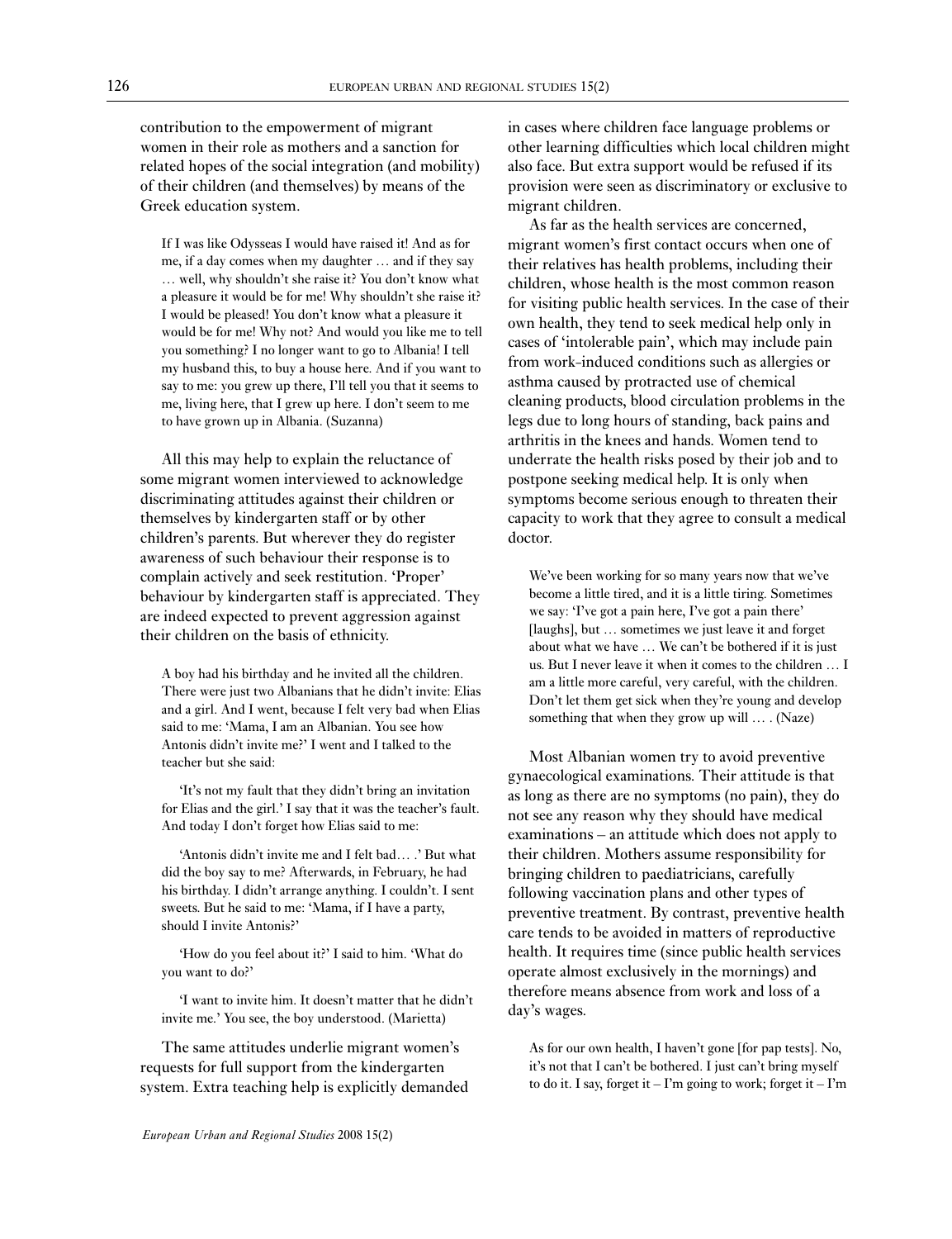contribution to the empowerment of migrant women in their role as mothers and a sanction for related hopes of the social integration (and mobility) of their children (and themselves) by means of the Greek education system.

> If I was like Odysseas I would have raised it! And as for me, if a day comes when my daughter … and if they say … well, why shouldn't she raise it? You don't know what a pleasure it would be for me! Why shouldn't she raise it? I would be pleased! You don't know what a pleasure it would be for me! Why not? And would you like me to tell you something? I no longer want to go to Albania! I tell my husband this, to buy a house here. And if you want to say to me: you grew up there, I'll tell you that it seems to me, living here, that I grew up here. I don't seem to me to have grown up in Albania. (Suzanna)

All this may help to explain the reluctance of some migrant women interviewed to acknowledge discriminating attitudes against their children or themselves by kindergarten staff or by other children's parents. But wherever they do register awareness of such behaviour their response is to complain actively and seek restitution. 'Proper' behaviour by kindergarten staff is appreciated. They are indeed expected to prevent aggression against their children on the basis of ethnicity.

> A boy had his birthday and he invited all the children. There were just two Albanians that he didn't invite: Elias and a girl. And I went, because I felt very bad when Elias said to me: 'Mama, I am an Albanian. You see how Antonis didn't invite me?' I went and I talked to the teacher but she said:
>
> 'It's not my fault that they didn't bring an invitation for Elias and the girl.' I say that it was the teacher's fault. And today I don't forget how Elias said to me:
>
> 'Antonis didn't invite me and I felt bad… .' But what did the boy say to me? Afterwards, in February, he had his birthday. I didn't arrange anything. I couldn't. I sent sweets. But he said to me: 'Mama, if I have a party, should I invite Antonis?'
>
> 'How do you feel about it?' I said to him. 'What do you want to do?'
>
> 'I want to invite him. It doesn't matter that he didn't invite me.' You see, the boy understood. (Marietta)

The same attitudes underlie migrant women's requests for full support from the kindergarten system. Extra teaching help is explicitly demanded in cases where children face language problems or other learning difficulties which local children might also face. But extra support would be refused if its provision were seen as discriminatory or exclusive to migrant children.

As far as the health services are concerned, migrant women's first contact occurs when one of their relatives has health problems, including their children, whose health is the most common reason for visiting public health services. In the case of their own health, they tend to seek medical help only in cases of 'intolerable pain', which may include pain from work-induced conditions such as allergies or asthma caused by protracted use of chemical cleaning products, blood circulation problems in the legs due to long hours of standing, back pains and arthritis in the knees and hands. Women tend to underrate the health risks posed by their job and to postpone seeking medical help. It is only when symptoms become serious enough to threaten their capacity to work that they agree to consult a medical doctor.

> We've been working for so many years now that we've become a little tired, and it is a little tiring. Sometimes we say: 'I've got a pain here, I've got a pain there' [laughs], but … sometimes we just leave it and forget about what we have … We can't be bothered if it is just us. But I never leave it when it comes to the children … I am a little more careful, very careful, with the children. Don't let them get sick when they're young and develop something that when they grow up will … . (Naze)

Most Albanian women try to avoid preventive gynaecological examinations. Their attitude is that as long as there are no symptoms (no pain), they do not see any reason why they should have medical examinations – an attitude which does not apply to their children. Mothers assume responsibility for bringing children to paediatricians, carefully following vaccination plans and other types of preventive treatment. By contrast, preventive health care tends to be avoided in matters of reproductive health. It requires time (since public health services operate almost exclusively in the mornings) and therefore means absence from work and loss of a day's wages.

> As for our own health, I haven't gone [for pap tests]. No, it's not that I can't be bothered. I just can't bring myself to do it. I say, forget it – I'm going to work; forget it – I'm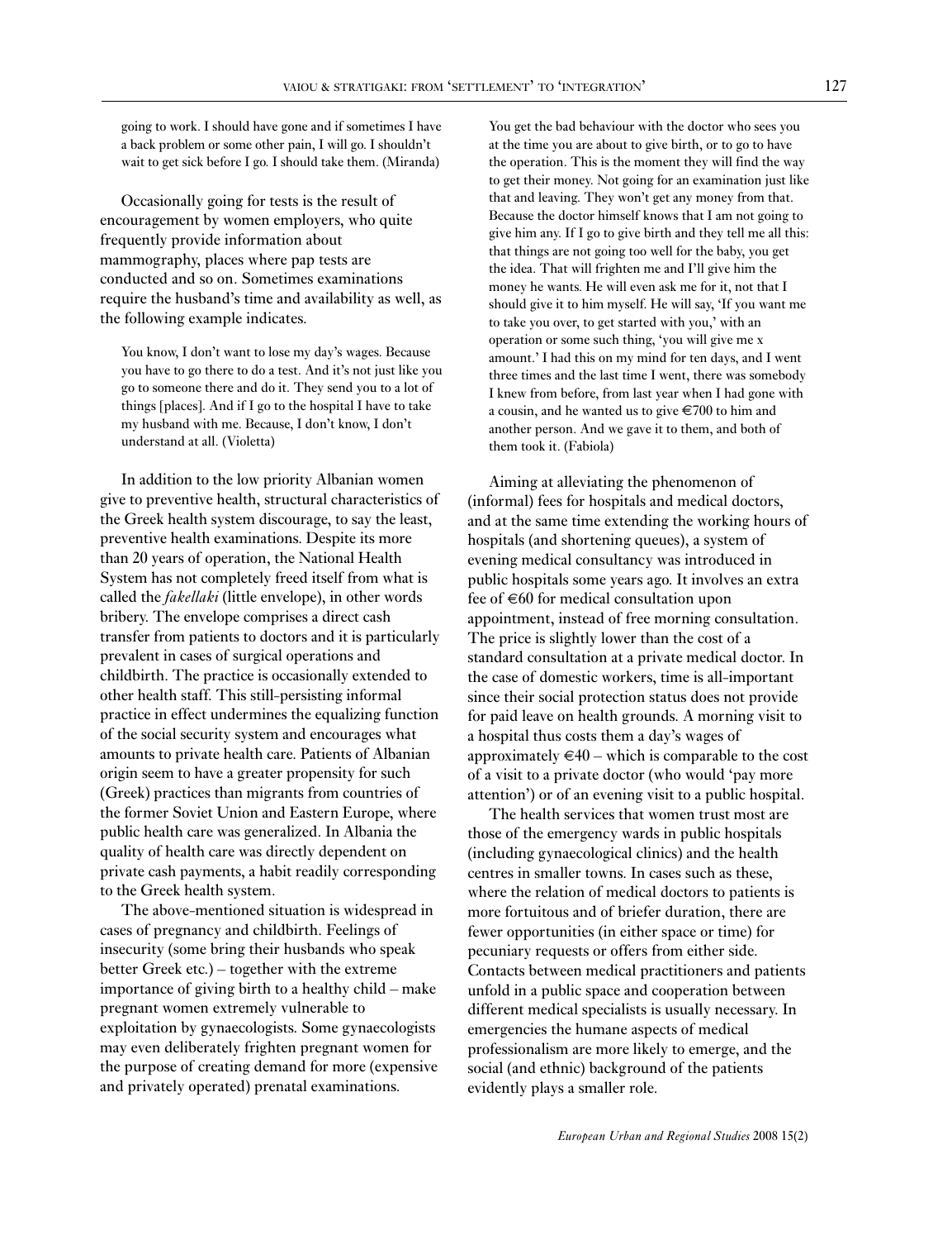> going to work. I should have gone and if sometimes I have a back problem or some other pain, I will go. I shouldn't wait to get sick before I go. I should take them. (Miranda)

Occasionally going for tests is the result of encouragement by women employers, who quite frequently provide information about mammography, places where pap tests are conducted and so on. Sometimes examinations require the husband's time and availability as well, as the following example indicates.

> You know, I don't want to lose my day's wages. Because you have to go there to do a test. And it's not just like you go to someone there and do it. They send you to a lot of things [places]. And if I go to the hospital I have to take my husband with me. Because, I don't know, I don't understand at all. (Violetta)

In addition to the low priority Albanian women give to preventive health, structural characteristics of the Greek health system discourage, to say the least, preventive health examinations. Despite its more than 20 years of operation, the National Health System has not completely freed itself from what is called the *fakellaki* (little envelope), in other words bribery. The envelope comprises a direct cash transfer from patients to doctors and it is particularly prevalent in cases of surgical operations and childbirth. The practice is occasionally extended to other health staff. This still-persisting informal practice in effect undermines the equalizing function of the social security system and encourages what amounts to private health care. Patients of Albanian origin seem to have a greater propensity for such (Greek) practices than migrants from countries of the former Soviet Union and Eastern Europe, where public health care was generalized. In Albania the quality of health care was directly dependent on private cash payments, a habit readily corresponding to the Greek health system.

The above-mentioned situation is widespread in cases of pregnancy and childbirth. Feelings of insecurity (some bring their husbands who speak better Greek etc.) – together with the extreme importance of giving birth to a healthy child – make pregnant women extremely vulnerable to exploitation by gynaecologists. Some gynaecologists may even deliberately frighten pregnant women for the purpose of creating demand for more (expensive and privately operated) prenatal examinations.

> You get the bad behaviour with the doctor who sees you at the time you are about to give birth, or to go to have the operation. This is the moment they will find the way to get their money. Not going for an examination just like that and leaving. They won't get any money from that. Because the doctor himself knows that I am not going to give him any. If I go to give birth and they tell me all this: that things are not going too well for the baby, you get the idea. That will frighten me and I'll give him the money he wants. He will even ask me for it, not that I should give it to him myself. He will say, 'If you want me to take you over, to get started with you,' with an operation or some such thing, 'you will give me x amount.' I had this on my mind for ten days, and I went three times and the last time I went, there was somebody I knew from before, from last year when I had gone with a cousin, and he wanted us to give €700 to him and another person. And we gave it to them, and both of them took it. (Fabiola)

Aiming at alleviating the phenomenon of (informal) fees for hospitals and medical doctors, and at the same time extending the working hours of hospitals (and shortening queues), a system of evening medical consultancy was introduced in public hospitals some years ago. It involves an extra fee of €60 for medical consultation upon appointment, instead of free morning consultation. The price is slightly lower than the cost of a standard consultation at a private medical doctor. In the case of domestic workers, time is all-important since their social protection status does not provide for paid leave on health grounds. A morning visit to a hospital thus costs them a day's wages of approximately €40 – which is comparable to the cost of a visit to a private doctor (who would 'pay more attention') or of an evening visit to a public hospital.

The health services that women trust most are those of the emergency wards in public hospitals (including gynaecological clinics) and the health centres in smaller towns. In cases such as these, where the relation of medical doctors to patients is more fortuitous and of briefer duration, there are fewer opportunities (in either space or time) for pecuniary requests or offers from either side. Contacts between medical practitioners and patients unfold in a public space and cooperation between different medical specialists is usually necessary. In emergencies the humane aspects of medical professionalism are more likely to emerge, and the social (and ethnic) background of the patients evidently plays a smaller role.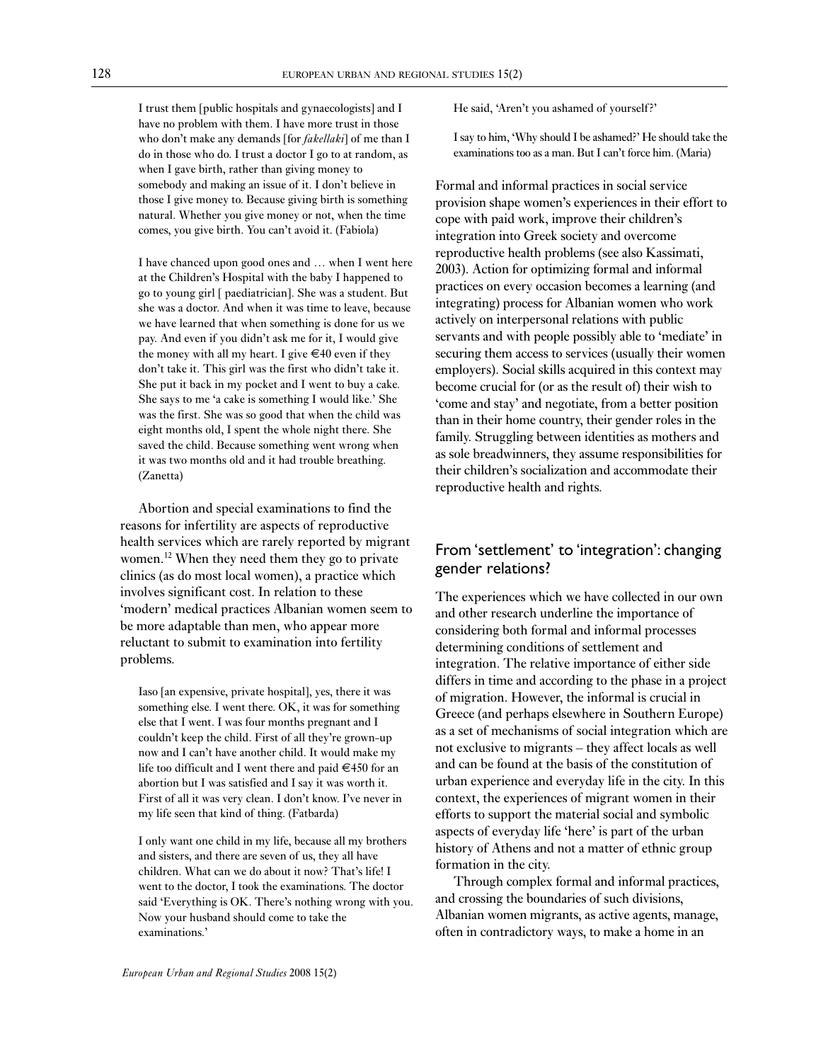> I trust them [public hospitals and gynaecologists] and I have no problem with them. I have more trust in those who don't make any demands [for *fakellaki*] of me than I do in those who do. I trust a doctor I go to at random, as when I gave birth, rather than giving money to somebody and making an issue of it. I don't believe in those I give money to. Because giving birth is something natural. Whether you give money or not, when the time comes, you give birth. You can't avoid it. (Fabiola)

> I have chanced upon good ones and … when I went here at the Children's Hospital with the baby I happened to go to young girl [ paediatrician]. She was a student. But she was a doctor. And when it was time to leave, because we have learned that when something is done for us we pay. And even if you didn't ask me for it, I would give the money with all my heart. I give €40 even if they don't take it. This girl was the first who didn't take it. She put it back in my pocket and I went to buy a cake. She says to me 'a cake is something I would like.' She was the first. She was so good that when the child was eight months old, I spent the whole night there. She saved the child. Because something went wrong when it was two months old and it had trouble breathing. (Zanetta)

Abortion and special examinations to find the reasons for infertility are aspects of reproductive health services which are rarely reported by migrant women.[12] When they need them they go to private clinics (as do most local women), a practice which involves significant cost. In relation to these 'modern' medical practices Albanian women seem to be more adaptable than men, who appear more reluctant to submit to examination into fertility problems.

> Iaso [an expensive, private hospital], yes, there it was something else. I went there. OK, it was for something else that I went. I was four months pregnant and I couldn't keep the child. First of all they're grown-up now and I can't have another child. It would make my life too difficult and I went there and paid €450 for an abortion but I was satisfied and I say it was worth it. First of all it was very clean. I don't know. I've never in my life seen that kind of thing. (Fatbarda)

> I only want one child in my life, because all my brothers and sisters, and there are seven of us, they all have children. What can we do about it now? That's life! I went to the doctor, I took the examinations. The doctor said 'Everything is OK. There's nothing wrong with you. Now your husband should come to take the examinations.'
>
> He said, 'Aren't you ashamed of yourself?'
>
> I say to him, 'Why should I be ashamed?' He should take the examinations too as a man. But I can't force him. (Maria)

Formal and informal practices in social service provision shape women's experiences in their effort to cope with paid work, improve their children's integration into Greek society and overcome reproductive health problems (see also Kassimati, 2003). Action for optimizing formal and informal practices on every occasion becomes a learning (and integrating) process for Albanian women who work actively on interpersonal relations with public servants and with people possibly able to 'mediate' in securing them access to services (usually their women employers). Social skills acquired in this context may become crucial for (or as the result of) their wish to 'come and stay' and negotiate, from a better position than in their home country, their gender roles in the family. Struggling between identities as mothers and as sole breadwinners, they assume responsibilities for their children's socialization and accommodate their reproductive health and rights.

## From 'settlement' to 'integration': changing gender relations?

The experiences which we have collected in our own and other research underline the importance of considering both formal and informal processes determining conditions of settlement and integration. The relative importance of either side differs in time and according to the phase in a project of migration. However, the informal is crucial in Greece (and perhaps elsewhere in Southern Europe) as a set of mechanisms of social integration which are not exclusive to migrants – they affect locals as well and can be found at the basis of the constitution of urban experience and everyday life in the city. In this context, the experiences of migrant women in their efforts to support the material social and symbolic aspects of everyday life 'here' is part of the urban history of Athens and not a matter of ethnic group formation in the city.

Through complex formal and informal practices, and crossing the boundaries of such divisions, Albanian women migrants, as active agents, manage, often in contradictory ways, to make a home in an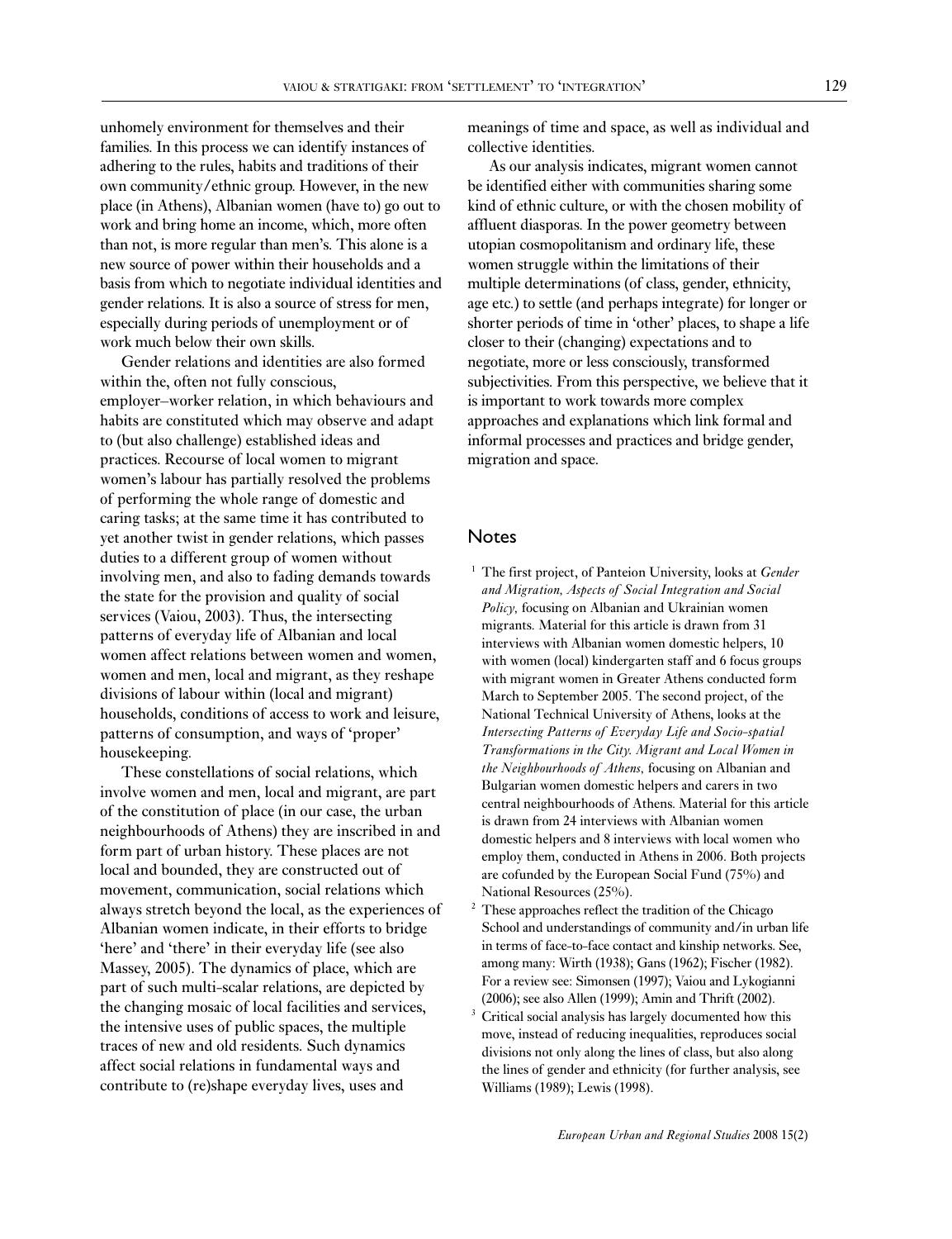unhomely environment for themselves and their families. In this process we can identify instances of adhering to the rules, habits and traditions of their own community/ethnic group. However, in the new place (in Athens), Albanian women (have to) go out to work and bring home an income, which, more often than not, is more regular than men's. This alone is a new source of power within their households and a basis from which to negotiate individual identities and gender relations. It is also a source of stress for men, especially during periods of unemployment or of work much below their own skills.

Gender relations and identities are also formed within the, often not fully conscious, employer–worker relation, in which behaviours and habits are constituted which may observe and adapt to (but also challenge) established ideas and practices. Recourse of local women to migrant women's labour has partially resolved the problems of performing the whole range of domestic and caring tasks; at the same time it has contributed to yet another twist in gender relations, which passes duties to a different group of women without involving men, and also to fading demands towards the state for the provision and quality of social services (Vaiou, 2003). Thus, the intersecting patterns of everyday life of Albanian and local women affect relations between women and women, women and men, local and migrant, as they reshape divisions of labour within (local and migrant) households, conditions of access to work and leisure, patterns of consumption, and ways of 'proper' housekeeping.

These constellations of social relations, which involve women and men, local and migrant, are part of the constitution of place (in our case, the urban neighbourhoods of Athens) they are inscribed in and form part of urban history. These places are not local and bounded, they are constructed out of movement, communication, social relations which always stretch beyond the local, as the experiences of Albanian women indicate, in their efforts to bridge 'here' and 'there' in their everyday life (see also Massey, 2005). The dynamics of place, which are part of such multi-scalar relations, are depicted by the changing mosaic of local facilities and services, the intensive uses of public spaces, the multiple traces of new and old residents. Such dynamics affect social relations in fundamental ways and contribute to (re)shape everyday lives, uses and meanings of time and space, as well as individual and collective identities.

As our analysis indicates, migrant women cannot be identified either with communities sharing some kind of ethnic culture, or with the chosen mobility of affluent diasporas. In the power geometry between utopian cosmopolitanism and ordinary life, these women struggle within the limitations of their multiple determinations (of class, gender, ethnicity, age etc.) to settle (and perhaps integrate) for longer or shorter periods of time in 'other' places, to shape a life closer to their (changing) expectations and to negotiate, more or less consciously, transformed subjectivities. From this perspective, we believe that it is important to work towards more complex approaches and explanations which link formal and informal processes and practices and bridge gender, migration and space.

## Notes

1. The first project, of Panteion University, looks at *Gender and Migration, Aspects of Social Integration and Social Policy,* focusing on Albanian and Ukrainian women migrants. Material for this article is drawn from 31 interviews with Albanian women domestic helpers, 10 with women (local) kindergarten staff and 6 focus groups with migrant women in Greater Athens conducted form March to September 2005. The second project, of the National Technical University of Athens, looks at the *Intersecting Patterns of Everyday Life and Socio-spatial Transformations in the City. Migrant and Local Women in the Neighbourhoods of Athens,* focusing on Albanian and Bulgarian women domestic helpers and carers in two central neighbourhoods of Athens. Material for this article is drawn from 24 interviews with Albanian women domestic helpers and 8 interviews with local women who employ them, conducted in Athens in 2006. Both projects are cofunded by the European Social Fund (75%) and National Resources (25%).
2. These approaches reflect the tradition of the Chicago School and understandings of community and/in urban life in terms of face-to-face contact and kinship networks. See, among many: Wirth (1938); Gans (1962); Fischer (1982). For a review see: Simonsen (1997); Vaiou and Lykogianni (2006); see also Allen (1999); Amin and Thrift (2002).
3. Critical social analysis has largely documented how this move, instead of reducing inequalities, reproduces social divisions not only along the lines of class, but also along the lines of gender and ethnicity (for further analysis, see Williams (1989); Lewis (1998).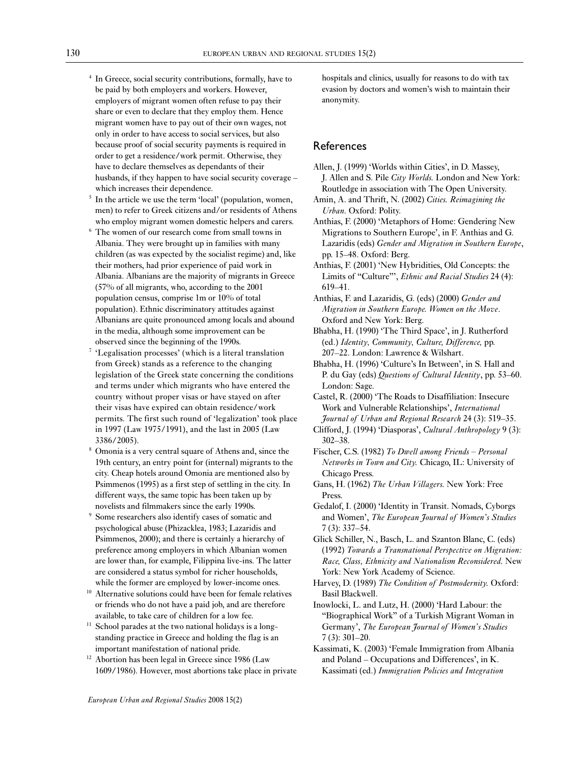[4] In Greece, social security contributions, formally, have to be paid by both employers and workers. However, employers of migrant women often refuse to pay their share or even to declare that they employ them. Hence migrant women have to pay out of their own wages, not only in order to have access to social services, but also because proof of social security payments is required in order to get a residence/work permit. Otherwise, they have to declare themselves as dependants of their husbands, if they happen to have social security coverage – which increases their dependence.

[5] In the article we use the term 'local' (population, women, men) to refer to Greek citizens and/or residents of Athens who employ migrant women domestic helpers and carers.

[6] The women of our research come from small towns in Albania. They were brought up in families with many children (as was expected by the socialist regime) and, like their mothers, had prior experience of paid work in Albania. Albanians are the majority of migrants in Greece (57% of all migrants, who, according to the 2001 population census, comprise 1m or 10% of total population). Ethnic discriminatory attitudes against Albanians are quite pronounced among locals and abound in the media, although some improvement can be observed since the beginning of the 1990s.

[7] 'Legalisation processes' (which is a literal translation from Greek) stands as a reference to the changing legislation of the Greek state concerning the conditions and terms under which migrants who have entered the country without proper visas or have stayed on after their visas have expired can obtain residence/work permits. The first such round of 'legalization' took place in 1997 (Law 1975/1991), and the last in 2005 (Law 3386/2005).

[8] Omonia is a very central square of Athens and, since the 19th century, an entry point for (internal) migrants to the city. Cheap hotels around Omonia are mentioned also by Psimmenos (1995) as a first step of settling in the city. In different ways, the same topic has been taken up by novelists and filmmakers since the early 1990s.

[9] Some researchers also identify cases of somatic and psychological abuse (Phizacklea, 1983; Lazaridis and Psimmenos, 2000); and there is certainly a hierarchy of preference among employers in which Albanian women are lower than, for example, Filippina live-ins. The latter are considered a status symbol for richer households, while the former are employed by lower-income ones.

[10] Alternative solutions could have been for female relatives or friends who do not have a paid job, and are therefore available, to take care of children for a low fee.

[11] School parades at the two national holidays is a long-standing practice in Greece and holding the flag is an important manifestation of national pride.

[12] Abortion has been legal in Greece since 1986 (Law 1609/1986). However, most abortions take place in private hospitals and clinics, usually for reasons to do with tax evasion by doctors and women's wish to maintain their anonymity.

## References

Allen, J. (1999) 'Worlds within Cities', in D. Massey, J. Allen and S. Pile *City Worlds.* London and New York: Routledge in association with The Open University.

Amin, A. and Thrift, N. (2002) *Cities. Reimagining the Urban.* Oxford: Polity.

Anthias, F. (2000) 'Metaphors of Home: Gendering New Migrations to Southern Europe', in F. Anthias and G. Lazaridis (eds) *Gender and Migration in Southern Europe*, pp. 15–48. Oxford: Berg.

Anthias, F. (2001) 'New Hybridities, Old Concepts: the Limits of "Culture"', *Ethnic and Racial Studies* 24 (4): 619–41.

Anthias, F. and Lazaridis, G. (eds) (2000) *Gender and Migration in Southern Europe. Women on the Move*. Oxford and New York: Berg.

Bhabha, H. (1990) 'The Third Space', in J. Rutherford (ed.) *Identity, Community, Culture, Difference,* pp. 207–22. London: Lawrence & Wilshart.

Bhabha, H. (1996) 'Culture's In Between', in S. Hall and P. du Gay (eds) *Questions of Cultural Identity*, pp. 53–60. London: Sage.

Castel, R. (2000) 'The Roads to Disaffiliation: Insecure Work and Vulnerable Relationships', *International Journal of Urban and Regional Research* 24 (3): 519–35.

Clifford, J. (1994) 'Diasporas', *Cultural Anthropology* 9 (3): 302–38.

Fischer, C.S. (1982) *To Dwell among Friends – Personal Networks in Town and City.* Chicago, IL: University of Chicago Press.

Gans, H. (1962) *The Urban Villagers.* New York: Free Press.

Gedalof, I. (2000) 'Identity in Transit. Nomads, Cyborgs and Women', *The European Journal of Women's Studies* 7 (3): 337–54.

Glick Schiller, N., Basch, L. and Szanton Blanc, C. (eds) (1992) *Towards a Transnational Perspective on Migration: Race, Class, Ethnicity and Nationalism Reconsidered.* New York: New York Academy of Science.

Harvey, D. (1989) *The Condition of Postmodernity.* Oxford: Basil Blackwell.

Inowlocki, L. and Lutz, H. (2000) 'Hard Labour: the "Biographical Work" of a Turkish Migrant Woman in Germany', *The European Journal of Women's Studies* 7 (3): 301–20.

Kassimati, K. (2003) 'Female Immigration from Albania and Poland – Occupations and Differences', in K. Kassimati (ed.) *Immigration Policies and Integration*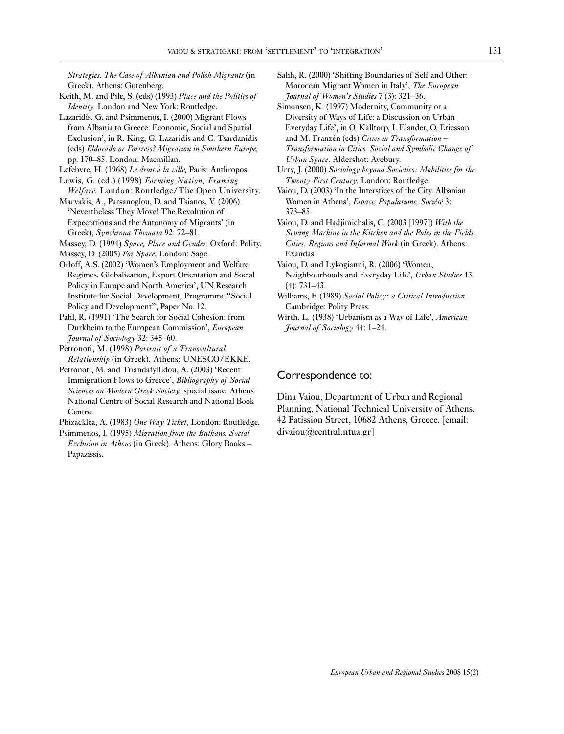*Strategies. The Case of Albanian and Polish Migrants* (in Greek). Athens: Gutenberg.

Keith, M. and Pile, S. (eds) (1993) *Place and the Politics of Identity.* London and New York: Routledge.

Lazaridis, G. and Psimmenos, I. (2000) Migrant Flows from Albania to Greece: Economic, Social and Spatial Exclusion', in R. King, G. Lazaridis and C. Tsardanidis (eds) *Eldorado or Fortress? Migration in Southern Europe,* pp. 170–85. London: Macmillan.

Lefebvre, H. (1968) *Le droit à la ville,* Paris: Anthropos.

Lewis, G. (ed.) (1998) *Forming Nation, Framing Welfare.* London: Routledge/The Open University.

Marvakis, A., Parsanoglou, D. and Tsianos, V. (2006) 'Nevertheless They Move! The Revolution of Expectations and the Autonomy of Migrants' (in Greek), *Synchrona Themata* 92: 72–81.

Massey, D. (1994) *Space, Place and Gender.* Oxford: Polity.

Massey, D. (2005) *For Space.* London: Sage.

Orloff, A.S. (2002) 'Women's Employment and Welfare Regimes. Globalization, Export Orientation and Social Policy in Europe and North America', UN Research Institute for Social Development, Programme "Social Policy and Development", Paper No. 12.

Pahl, R. (1991) 'The Search for Social Cohesion: from Durkheim to the European Commission', *European Journal of Sociology* 32: 345–60.

Petronoti, M. (1998) *Portrait of a Transcultural Relationship* (in Greek). Athens: UNESCO/EKKE.

Petronoti, M. and Triandafyllidou, A. (2003) 'Recent Immigration Flows to Greece', *Bibliography of Social Sciences on Modern Greek Society,* special issue. Athens: National Centre of Social Research and National Book Centre.

Phizacklea, A. (1983) *One Way Ticket,* London: Routledge.

Psimmenos, I. (1995) *Migration from the Balkans. Social Exclusion in Athens* (in Greek). Athens: Glory Books – Papazissis.

Salih, R. (2000) 'Shifting Boundaries of Self and Other: Moroccan Migrant Women in Italy', *The European Journal of Women's Studies* 7 (3): 321–36.

Simonsen, K. (1997) Modernity, Community or a Diversity of Ways of Life: a Discussion on Urban Everyday Life', in O. Källtorp, I. Elander, O. Ericsson and M. Franzén (eds) *Cities in Transformation – Transformation in Cities. Social and Symbolic Change of Urban Space*. Aldershot: Avebury.

Urry, J. (2000) *Sociology beyond Societies: Mobilities for the Twenty First Century.* London: Routledge.

Vaiou, D. (2003) 'In the Interstices of the City. Albanian Women in Athens', *Espace, Populations, Société* 3: 373–85.

Vaiou, D. and Hadjimichalis, C. (2003 [1997]) *With the Sewing Machine in the Kitchen and the Poles in the Fields. Cities, Regions and Informal Work* (in Greek). Athens: Exandas.

Vaiou, D. and Lykogianni, R. (2006) 'Women, Neighbourhoods and Everyday Life', *Urban Studies* 43 (4): 731–43.

Williams, F. (1989) *Social Policy: a Critical Introduction*. Cambridge: Polity Press.

Wirth, L. (1938) 'Urbanism as a Way of Life', *American Journal of Sociology* 44: 1–24.

## Correspondence to:

Dina Vaiou, Department of Urban and Regional Planning, National Technical University of Athens, 42 Patission Street, 10682 Athens, Greece. [email: divaiou@central.ntua.gr]